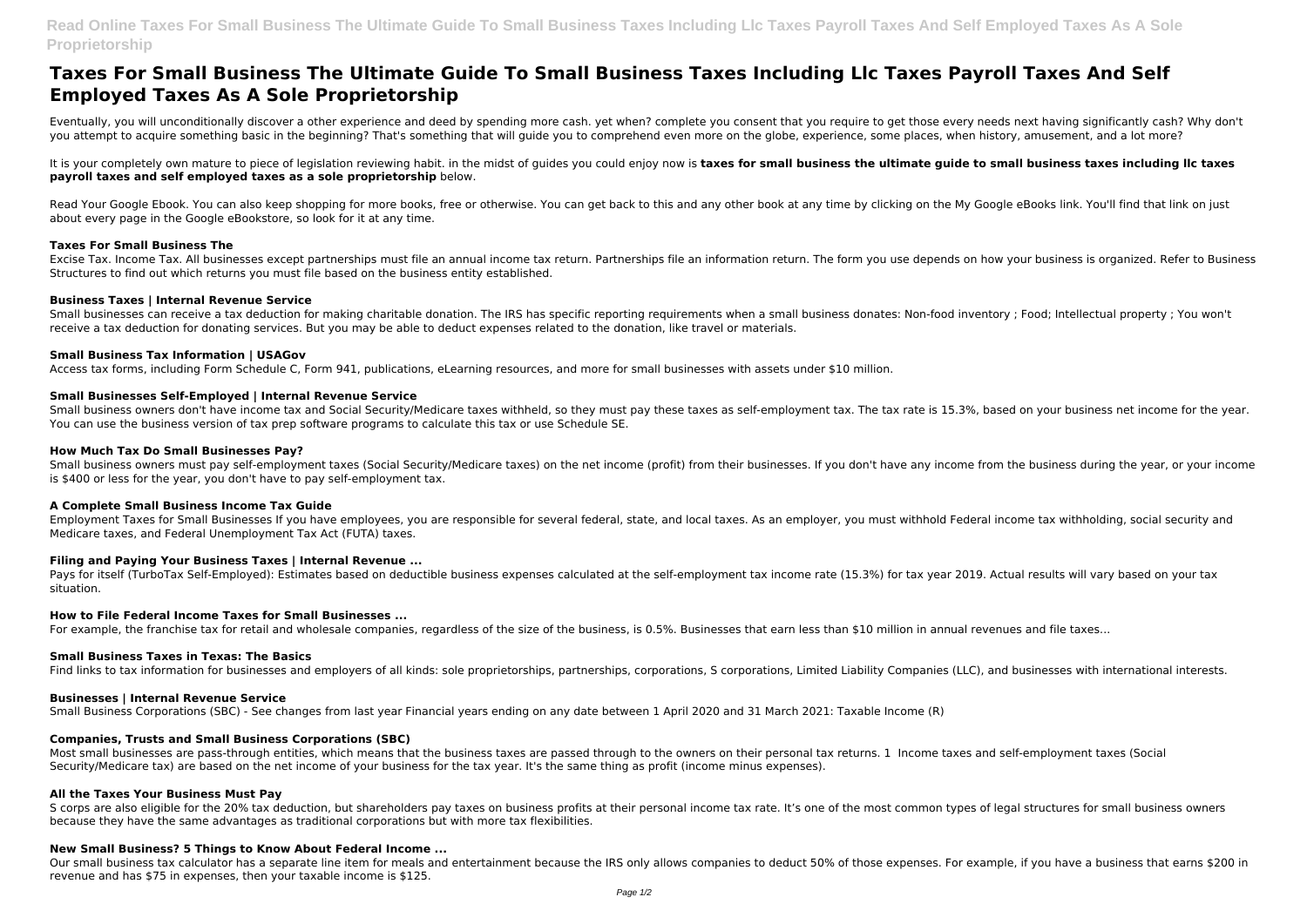# Taxes For Small Business The Ultimate Guide To Small Business Taxes Including Llc Taxes Payroll Taxes And Self Employed Taxes As A Sole Proprietorship

Eventually, you will unconditionally discover a other experience and deed by spending more cash. yet when? complete you consent that you require to get those every needs next having significantly cash? Why don't you attempt to acquire something basic in the beginning? That's something that will guide you to comprehend even more on the globe, experience, some places, when history, amusement, and a lot more?

It is your completely own mature to piece of legislation reviewing habit. in the midst of guides you could enjoy now is **taxes for small business the ultimate guide to small business taxes including llc taxes payroll taxes and self employed taxes as a sole proprietorship** below.

Read Your Google Ebook. You can also keep shopping for more books, free or otherwise. You can get back to this and any other book at any time by clicking on the My Google eBooks link. You'll find that link on just about every page in the Google eBookstore, so look for it at any time.

### Taxes For Small Business The

Excise Tax. Income Tax. All businesses except partnerships must file an annual income tax return. Partnerships file an information return. The form you use depends on how your business is organized. Refer to Business Structures to find out which returns you must file based on the business entity established.

### Business Taxes | Internal Revenue Service

Small businesses can receive a tax deduction for making charitable donation. The IRS has specific reporting requirements when a small business donates: Non-food inventory ; Food; Intellectual property ; You won't receive a tax deduction for donating services. But you may be able to deduct expenses related to the donation, like travel or materials.

### Small Business Tax Information | USAGov

Access tax forms, including Form Schedule C, Form 941, publications, eLearning resources, and more for small businesses with assets under $10 million.

### Small Businesses Self-Employed | Internal Revenue Service

Small business owners don't have income tax and Social Security/Medicare taxes withheld, so they must pay these taxes as self-employment tax. The tax rate is 15.3%, based on your business net income for the year. You can use the business version of tax prep software programs to calculate this tax or use Schedule SE.

### How Much Tax Do Small Businesses Pay?

Small business owners must pay self-employment taxes (Social Security/Medicare taxes) on the net income (profit) from their businesses. If you don't have any income from the business during the year, or your income is $400 or less for the year, you don't have to pay self-employment tax.

### A Complete Small Business Income Tax Guide

Employment Taxes for Small Businesses If you have employees, you are responsible for several federal, state, and local taxes. As an employer, you must withhold Federal income tax withholding, social security and Medicare taxes, and Federal Unemployment Tax Act (FUTA) taxes.

### Filing and Paying Your Business Taxes | Internal Revenue ...

Pays for itself (TurboTax Self-Employed): Estimates based on deductible business expenses calculated at the self-employment tax income rate (15.3%) for tax year 2019. Actual results will vary based on your tax situation.

### How to File Federal Income Taxes for Small Businesses ...

For example, the franchise tax for retail and wholesale companies, regardless of the size of the business, is 0.5%. Businesses that earn less than $10 million in annual revenues and file taxes...

### Small Business Taxes in Texas: The Basics

Find links to tax information for businesses and employers of all kinds: sole proprietorships, partnerships, corporations, S corporations, Limited Liability Companies (LLC), and businesses with international interests.

### Businesses | Internal Revenue Service

Small Business Corporations (SBC) - See changes from last year Financial years ending on any date between 1 April 2020 and 31 March 2021: Taxable Income (R)

### Companies, Trusts and Small Business Corporations (SBC)

Most small businesses are pass-through entities, which means that the business taxes are passed through to the owners on their personal tax returns. 1 Income taxes and self-employment taxes (Social Security/Medicare tax) are based on the net income of your business for the tax year. It's the same thing as profit (income minus expenses).

### All the Taxes Your Business Must Pay

S corps are also eligible for the 20% tax deduction, but shareholders pay taxes on business profits at their personal income tax rate. It's one of the most common types of legal structures for small business owners because they have the same advantages as traditional corporations but with more tax flexibilities.

### New Small Business? 5 Things to Know About Federal Income ...

Our small business tax calculator has a separate line item for meals and entertainment because the IRS only allows companies to deduct 50% of those expenses. For example, if you have a business that earns $200 in revenue and has $75 in expenses, then your taxable income is $125.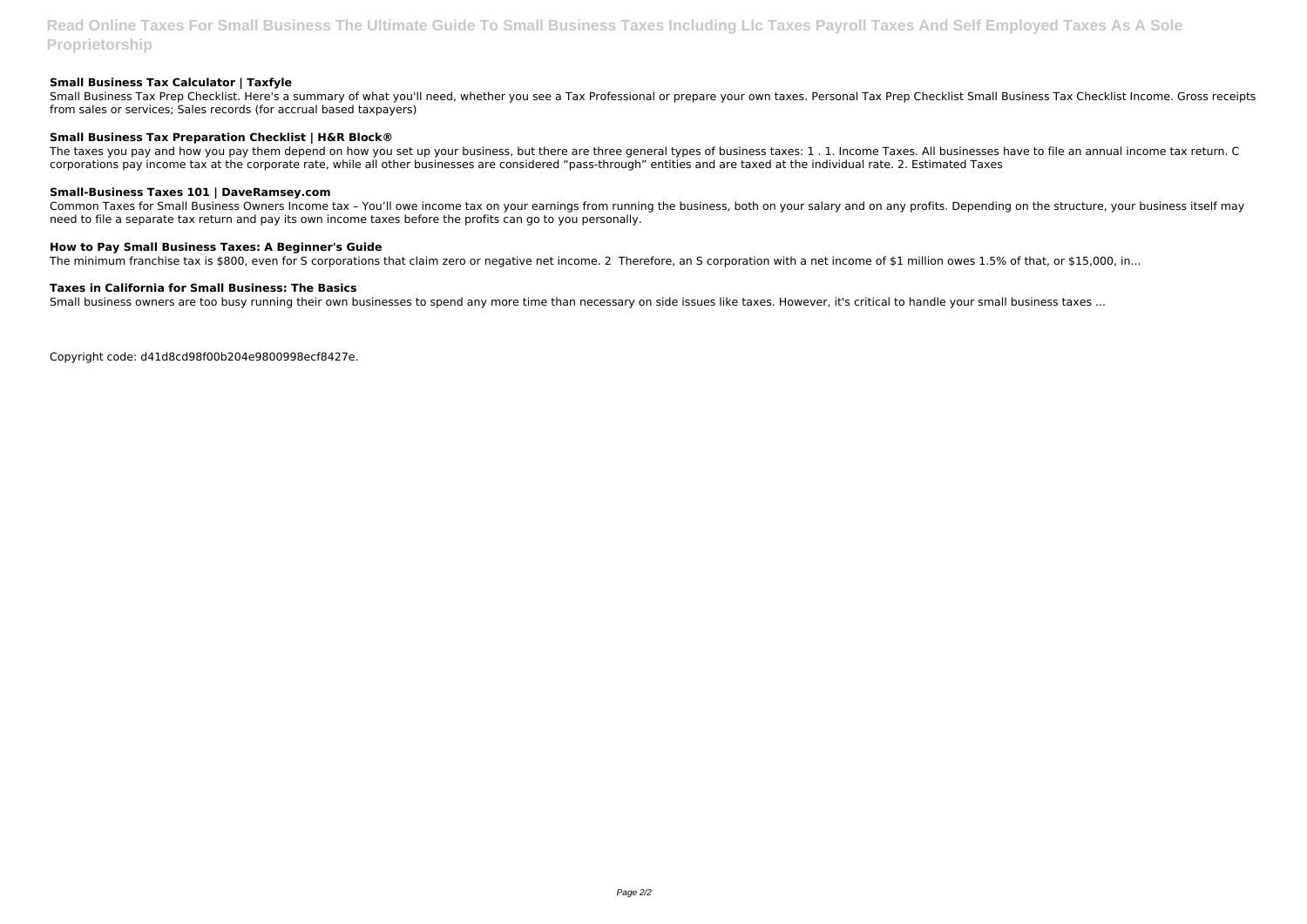### Small Business Tax Calculator | Taxfyle

Small Business Tax Prep Checklist. Here's a summary of what you'll need, whether you see a Tax Professional or prepare your own taxes. Personal Tax Prep Checklist Small Business Tax Checklist Income. Gross receipts from sales or services; Sales records (for accrual based taxpayers)

### Small Business Tax Preparation Checklist | H&R Block®

The taxes you pay and how you pay them depend on how you set up your business, but there are three general types of business taxes: 1 . 1. Income Taxes. All businesses have to file an annual income tax return. C corporations pay income tax at the corporate rate, while all other businesses are considered “pass-through” entities and are taxed at the individual rate. 2. Estimated Taxes

### Small-Business Taxes 101 | DaveRamsey.com

Common Taxes for Small Business Owners Income tax – You’ll owe income tax on your earnings from running the business, both on your salary and on any profits. Depending on the structure, your business itself may need to file a separate tax return and pay its own income taxes before the profits can go to you personally.

### How to Pay Small Business Taxes: A Beginner's Guide

The minimum franchise tax is $800, even for S corporations that claim zero or negative net income. 2  Therefore, an S corporation with a net income of $1 million owes 1.5% of that, or $15,000, in...

### Taxes in California for Small Business: The Basics

Small business owners are too busy running their own businesses to spend any more time than necessary on side issues like taxes. However, it's critical to handle your small business taxes ...

Copyright code: d41d8cd98f00b204e9800998ecf8427e.